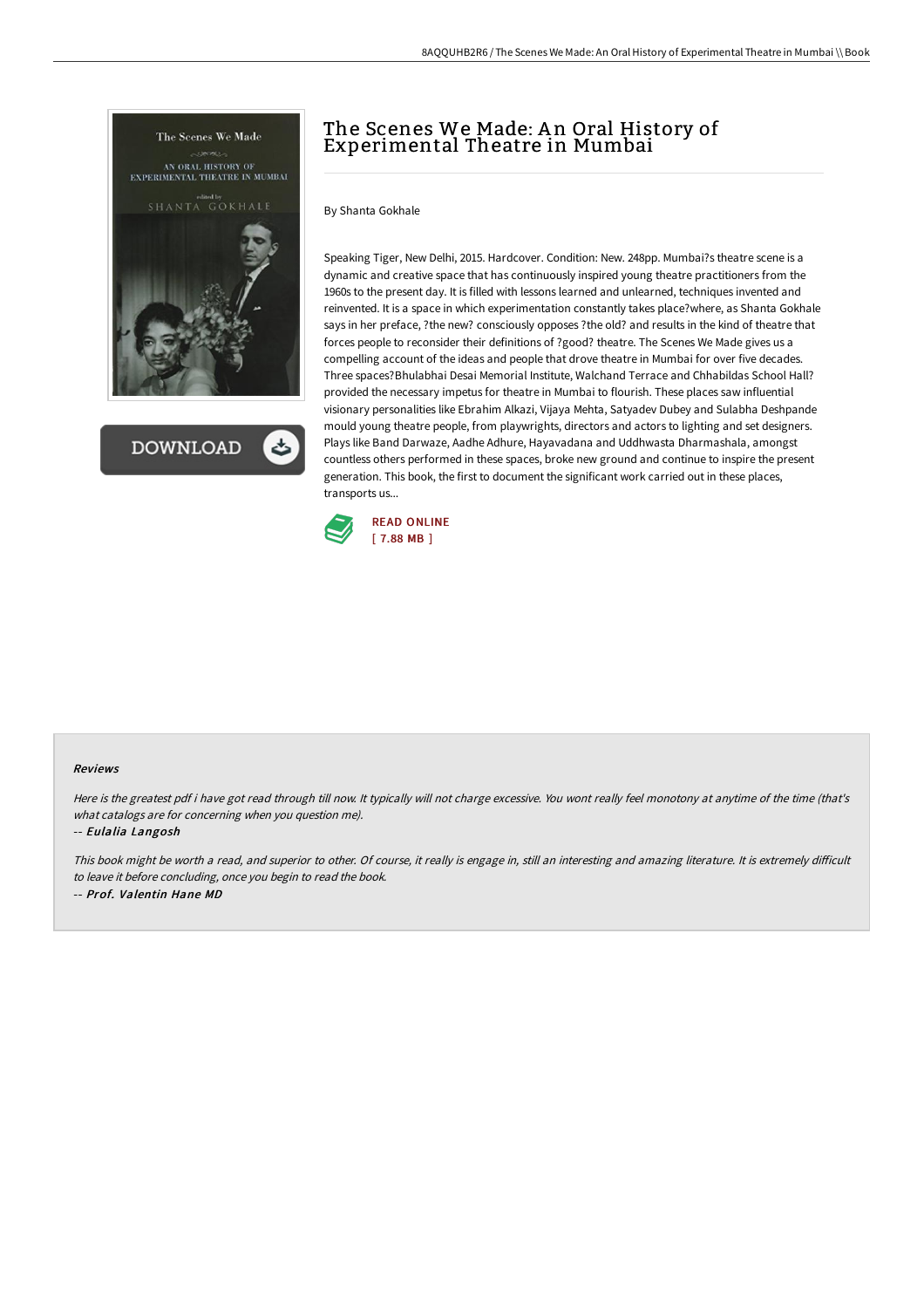# The Scenes We Made: An Oral History of Experimental Theatre in Mumbai

By Shanta Gokhale

Speaking Tiger, New Delhi, 2015. Hardcover. Condition: New. 248pp. Mumbai?s theatre scene is a dynamic and creative space that has continuously inspired young theatre practitioners from the 1960s to the present day. It is filled with lessons learned and unlearned, techniques invented and reinvented. It is a space in which experimentation constantly takes place?where, as Shanta Gokhale says in her preface, ?the new? consciously opposes ?the old? and results in the kind of theatre that forces people to reconsider their definitions of ?good? theatre. The Scenes We Made gives us a compelling account of the ideas and people that drove theatre in Mumbai for over five decades. Three spaces?Bhulabhai Desai Memorial Institute, Walchand Terrace and Chhabildas School Hall?provided the necessary impetus for theatre in Mumbai to flourish. These places saw influential visionary personalities like Ebrahim Alkazi, Vijaya Mehta, Satyadev Dubey and Sulabha Deshpande mould young theatre people, from playwrights, directors and actors to lighting and set designers. Plays like Band Darwaze, Aadhe Adhure, Hayavadana and Uddhwasta Dharmashala, amongst countless others performed in these spaces, broke new ground and continue to inspire the present generation. This book, the first to document the significant work carried out in these places, transports us...

READ ONLINE
[ 7.88 MB ]

### Reviews

*Here is the greatest pdf i have got read through till now. It typically will not charge excessive. You wont really feel monotony at anytime of the time (that's what catalogs are for concerning when you question me).*

-- ***Eulalia Langosh***

*This book might be worth a read, and superior to other. Of course, it really is engage in, still an interesting and amazing literature. It is extremely difficult to leave it before concluding, once you begin to read the book.*

-- ***Prof. Valentin Hane MD***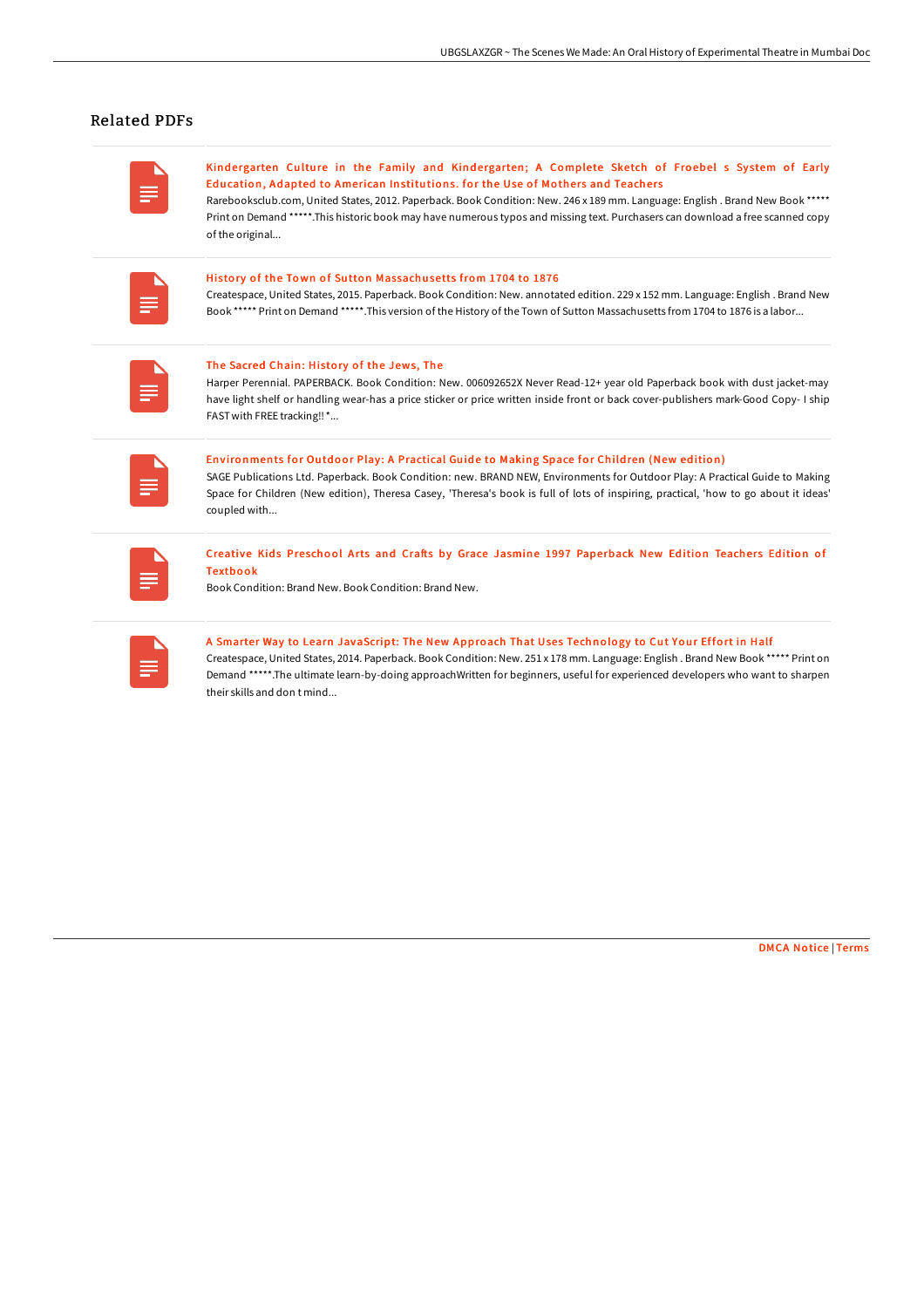## Related PDFs

**Kindergarten Culture in the Family and Kindergarten; A Complete Sketch of Froebel s System of Early Education, Adapted to American Institutions. for the Use of Mothers and Teachers**

Rarebooksclub.com, United States, 2012. Paperback. Book Condition: New. 246 x 189 mm. Language: English . Brand New Book ***** Print on Demand *****.This historic book may have numerous typos and missing text. Purchasers can download a free scanned copy of the original...

**History of the Town of Sutton Massachusetts from 1704 to 1876**

Createspace, United States, 2015. Paperback. Book Condition: New. annotated edition. 229 x 152 mm. Language: English . Brand New Book ***** Print on Demand *****.This version of the History of the Town of Sutton Massachusetts from 1704 to 1876 is a labor...

**The Sacred Chain: History of the Jews, The**

Harper Perennial. PAPERBACK. Book Condition: New. 006092652X Never Read-12+ year old Paperback book with dust jacket-may have light shelf or handling wear-has a price sticker or price written inside front or back cover-publishers mark-Good Copy- I ship FAST with FREE tracking!! *...

**Environments for Outdoor Play: A Practical Guide to Making Space for Children (New edition)**

SAGE Publications Ltd. Paperback. Book Condition: new. BRAND NEW, Environments for Outdoor Play: A Practical Guide to Making Space for Children (New edition), Theresa Casey, 'Theresa's book is full of lots of inspiring, practical, 'how to go about it ideas' coupled with...

**Creative Kids Preschool Arts and Crafts by Grace Jasmine 1997 Paperback New Edition Teachers Edition of Textbook**

Book Condition: Brand New. Book Condition: Brand New.

**A Smarter Way to Learn JavaScript: The New Approach That Uses Technology to Cut Your Effort in Half**

Createspace, United States, 2014. Paperback. Book Condition: New. 251 x 178 mm. Language: English . Brand New Book ***** Print on Demand *****.The ultimate learn-by-doing approachWritten for beginners, useful for experienced developers who want to sharpen their skills and don t mind...

DMCA Notice | Terms